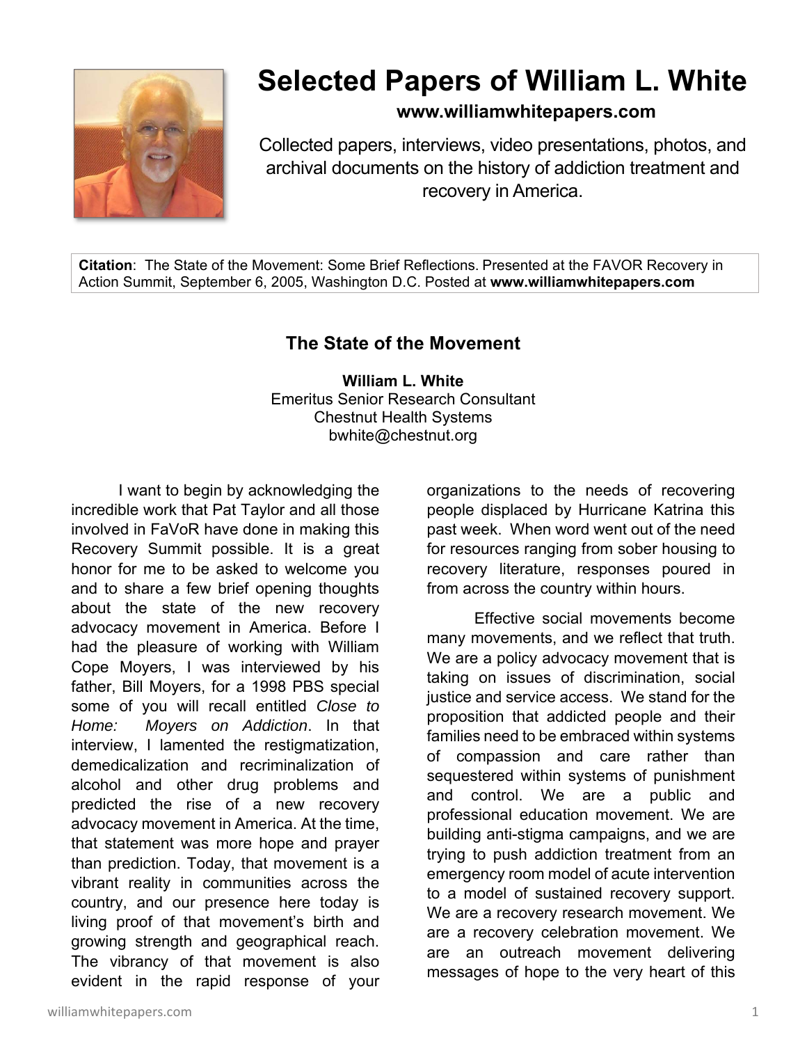# Selected Papers of William L. White

**www.williamwhitepapers.com**

Collected papers, interviews, video presentations, photos, and archival documents on the history of addiction treatment and recovery in America.

**Citation**: The State of the Movement: Some Brief Reflections. Presented at the FAVOR Recovery in Action Summit, September 6, 2005, Washington D.C. Posted at **www.williamwhitepapers.com**

## The State of the Movement

**William L. White**
Emeritus Senior Research Consultant
Chestnut Health Systems
bwhite@chestnut.org

I want to begin by acknowledging the incredible work that Pat Taylor and all those involved in FaVoR have done in making this Recovery Summit possible. It is a great honor for me to be asked to welcome you and to share a few brief opening thoughts about the state of the new recovery advocacy movement in America. Before I had the pleasure of working with William Cope Moyers, I was interviewed by his father, Bill Moyers, for a 1998 PBS special some of you will recall entitled *Close to Home: Moyers on Addiction*. In that interview, I lamented the restigmatization, demedicalization and recriminalization of alcohol and other drug problems and predicted the rise of a new recovery advocacy movement in America. At the time, that statement was more hope and prayer than prediction. Today, that movement is a vibrant reality in communities across the country, and our presence here today is living proof of that movement's birth and growing strength and geographical reach. The vibrancy of that movement is also evident in the rapid response of your organizations to the needs of recovering people displaced by Hurricane Katrina this past week. When word went out of the need for resources ranging from sober housing to recovery literature, responses poured in from across the country within hours.

Effective social movements become many movements, and we reflect that truth. We are a policy advocacy movement that is taking on issues of discrimination, social justice and service access. We stand for the proposition that addicted people and their families need to be embraced within systems of compassion and care rather than sequestered within systems of punishment and control. We are a public and professional education movement. We are building anti-stigma campaigns, and we are trying to push addiction treatment from an emergency room model of acute intervention to a model of sustained recovery support. We are a recovery research movement. We are a recovery celebration movement. We are an outreach movement delivering messages of hope to the very heart of this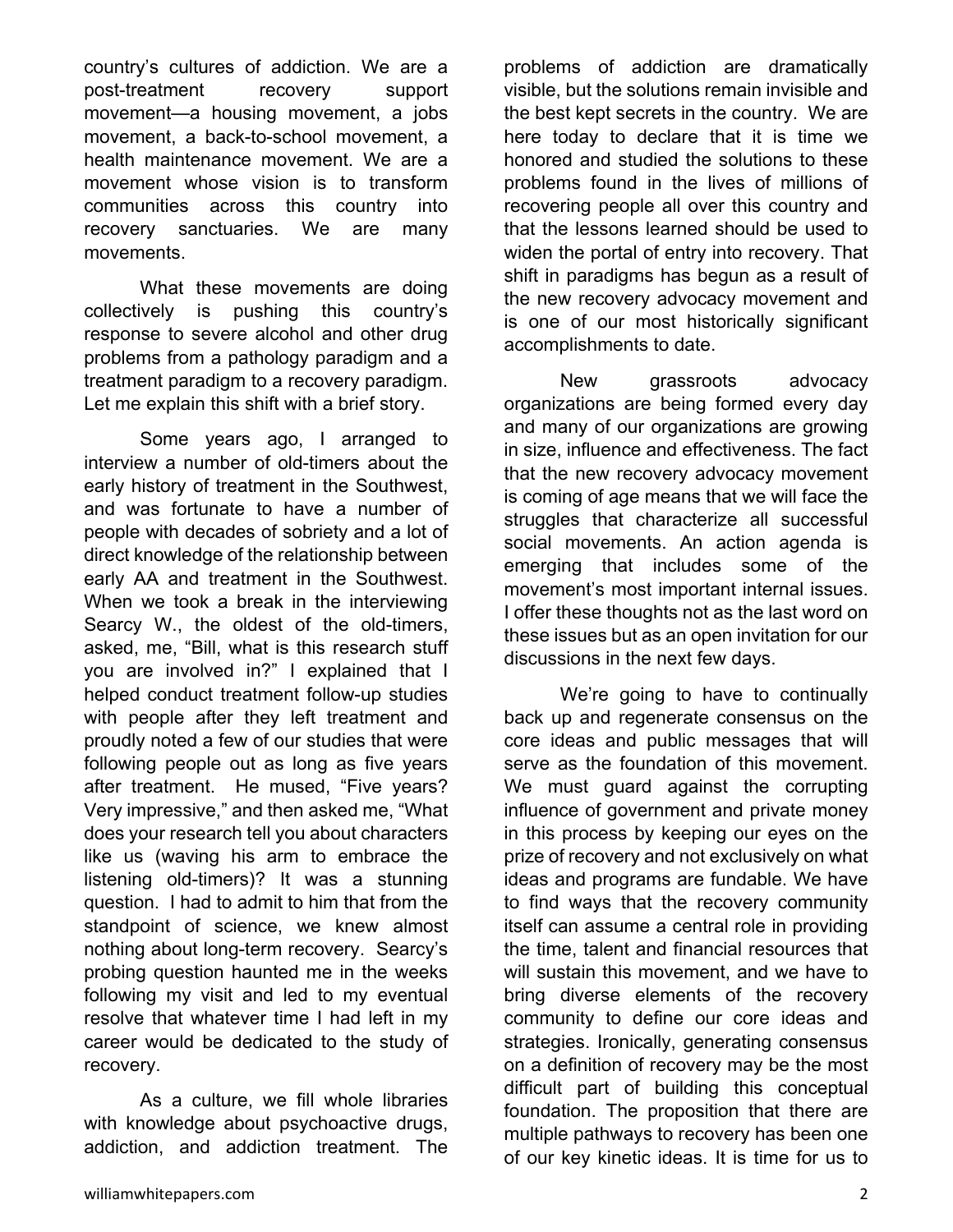country's cultures of addiction. We are a post-treatment recovery support movement—a housing movement, a jobs movement, a back-to-school movement, a health maintenance movement. We are a movement whose vision is to transform communities across this country into recovery sanctuaries. We are many movements.

What these movements are doing collectively is pushing this country's response to severe alcohol and other drug problems from a pathology paradigm and a treatment paradigm to a recovery paradigm. Let me explain this shift with a brief story.

Some years ago, I arranged to interview a number of old-timers about the early history of treatment in the Southwest, and was fortunate to have a number of people with decades of sobriety and a lot of direct knowledge of the relationship between early AA and treatment in the Southwest. When we took a break in the interviewing Searcy W., the oldest of the old-timers, asked, me, "Bill, what is this research stuff you are involved in?" I explained that I helped conduct treatment follow-up studies with people after they left treatment and proudly noted a few of our studies that were following people out as long as five years after treatment. He mused, "Five years? Very impressive," and then asked me, "What does your research tell you about characters like us (waving his arm to embrace the listening old-timers)? It was a stunning question. I had to admit to him that from the standpoint of science, we knew almost nothing about long-term recovery. Searcy's probing question haunted me in the weeks following my visit and led to my eventual resolve that whatever time I had left in my career would be dedicated to the study of recovery.

As a culture, we fill whole libraries with knowledge about psychoactive drugs, addiction, and addiction treatment. The problems of addiction are dramatically visible, but the solutions remain invisible and the best kept secrets in the country. We are here today to declare that it is time we honored and studied the solutions to these problems found in the lives of millions of recovering people all over this country and that the lessons learned should be used to widen the portal of entry into recovery. That shift in paradigms has begun as a result of the new recovery advocacy movement and is one of our most historically significant accomplishments to date.

New grassroots advocacy organizations are being formed every day and many of our organizations are growing in size, influence and effectiveness. The fact that the new recovery advocacy movement is coming of age means that we will face the struggles that characterize all successful social movements. An action agenda is emerging that includes some of the movement's most important internal issues. I offer these thoughts not as the last word on these issues but as an open invitation for our discussions in the next few days.

We're going to have to continually back up and regenerate consensus on the core ideas and public messages that will serve as the foundation of this movement. We must guard against the corrupting influence of government and private money in this process by keeping our eyes on the prize of recovery and not exclusively on what ideas and programs are fundable. We have to find ways that the recovery community itself can assume a central role in providing the time, talent and financial resources that will sustain this movement, and we have to bring diverse elements of the recovery community to define our core ideas and strategies. Ironically, generating consensus on a definition of recovery may be the most difficult part of building this conceptual foundation. The proposition that there are multiple pathways to recovery has been one of our key kinetic ideas. It is time for us to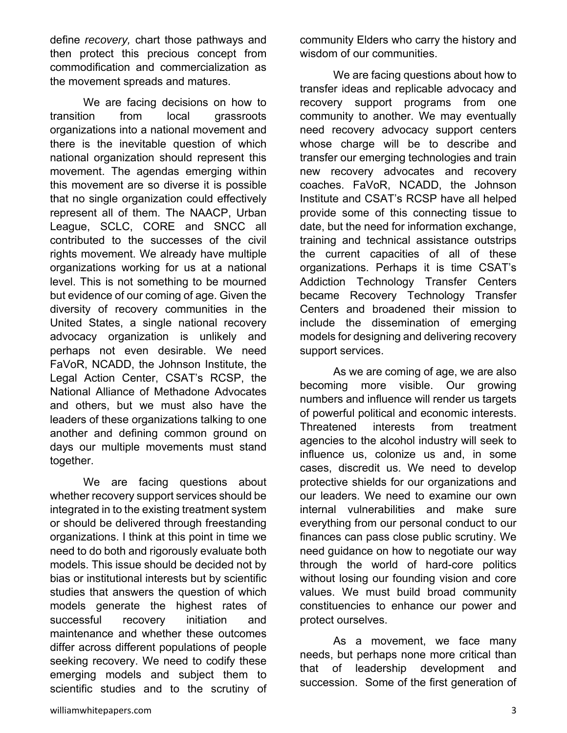define *recovery,* chart those pathways and then protect this precious concept from commodification and commercialization as the movement spreads and matures.

We are facing decisions on how to transition from local grassroots organizations into a national movement and there is the inevitable question of which national organization should represent this movement. The agendas emerging within this movement are so diverse it is possible that no single organization could effectively represent all of them. The NAACP, Urban League, SCLC, CORE and SNCC all contributed to the successes of the civil rights movement. We already have multiple organizations working for us at a national level. This is not something to be mourned but evidence of our coming of age. Given the diversity of recovery communities in the United States, a single national recovery advocacy organization is unlikely and perhaps not even desirable. We need FaVoR, NCADD, the Johnson Institute, the Legal Action Center, CSAT's RCSP, the National Alliance of Methadone Advocates and others, but we must also have the leaders of these organizations talking to one another and defining common ground on days our multiple movements must stand together.

We are facing questions about whether recovery support services should be integrated in to the existing treatment system or should be delivered through freestanding organizations. I think at this point in time we need to do both and rigorously evaluate both models. This issue should be decided not by bias or institutional interests but by scientific studies that answers the question of which models generate the highest rates of successful recovery initiation and maintenance and whether these outcomes differ across different populations of people seeking recovery. We need to codify these emerging models and subject them to scientific studies and to the scrutiny of community Elders who carry the history and wisdom of our communities.

We are facing questions about how to transfer ideas and replicable advocacy and recovery support programs from one community to another. We may eventually need recovery advocacy support centers whose charge will be to describe and transfer our emerging technologies and train new recovery advocates and recovery coaches. FaVoR, NCADD, the Johnson Institute and CSAT's RCSP have all helped provide some of this connecting tissue to date, but the need for information exchange, training and technical assistance outstrips the current capacities of all of these organizations. Perhaps it is time CSAT's Addiction Technology Transfer Centers became Recovery Technology Transfer Centers and broadened their mission to include the dissemination of emerging models for designing and delivering recovery support services.

As we are coming of age, we are also becoming more visible. Our growing numbers and influence will render us targets of powerful political and economic interests. Threatened interests from treatment agencies to the alcohol industry will seek to influence us, colonize us and, in some cases, discredit us. We need to develop protective shields for our organizations and our leaders. We need to examine our own internal vulnerabilities and make sure everything from our personal conduct to our finances can pass close public scrutiny. We need guidance on how to negotiate our way through the world of hard-core politics without losing our founding vision and core values. We must build broad community constituencies to enhance our power and protect ourselves.

As a movement, we face many needs, but perhaps none more critical than that of leadership development and succession. Some of the first generation of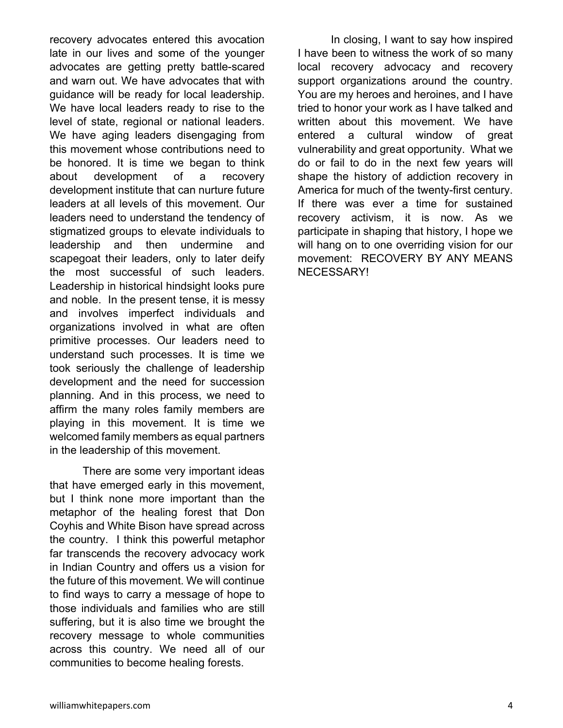recovery advocates entered this avocation late in our lives and some of the younger advocates are getting pretty battle-scared and warn out. We have advocates that with guidance will be ready for local leadership. We have local leaders ready to rise to the level of state, regional or national leaders. We have aging leaders disengaging from this movement whose contributions need to be honored. It is time we began to think about development of a recovery development institute that can nurture future leaders at all levels of this movement. Our leaders need to understand the tendency of stigmatized groups to elevate individuals to leadership and then undermine and scapegoat their leaders, only to later deify the most successful of such leaders. Leadership in historical hindsight looks pure and noble. In the present tense, it is messy and involves imperfect individuals and organizations involved in what are often primitive processes. Our leaders need to understand such processes. It is time we took seriously the challenge of leadership development and the need for succession planning. And in this process, we need to affirm the many roles family members are playing in this movement. It is time we welcomed family members as equal partners in the leadership of this movement.

There are some very important ideas that have emerged early in this movement, but I think none more important than the metaphor of the healing forest that Don Coyhis and White Bison have spread across the country. I think this powerful metaphor far transcends the recovery advocacy work in Indian Country and offers us a vision for the future of this movement. We will continue to find ways to carry a message of hope to those individuals and families who are still suffering, but it is also time we brought the recovery message to whole communities across this country. We need all of our communities to become healing forests.

In closing, I want to say how inspired I have been to witness the work of so many local recovery advocacy and recovery support organizations around the country. You are my heroes and heroines, and I have tried to honor your work as I have talked and written about this movement. We have entered a cultural window of great vulnerability and great opportunity. What we do or fail to do in the next few years will shape the history of addiction recovery in America for much of the twenty-first century. If there was ever a time for sustained recovery activism, it is now. As we participate in shaping that history, I hope we will hang on to one overriding vision for our movement: RECOVERY BY ANY MEANS NECESSARY!